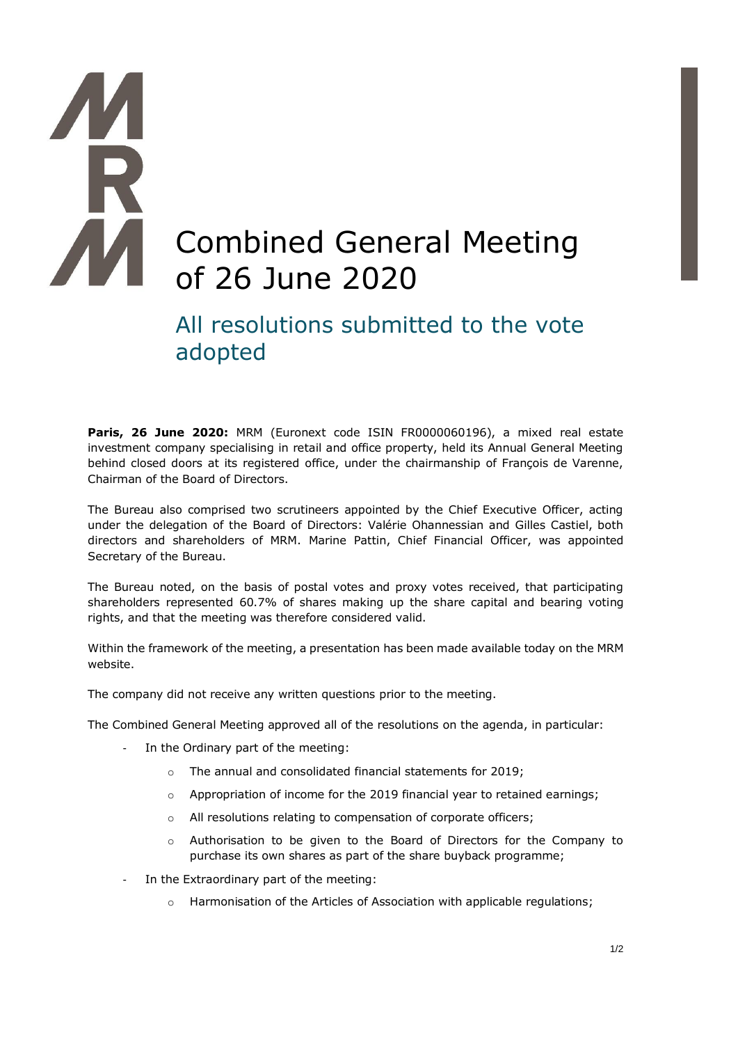# Combined General Meeting of 26 June 2020

## All resolutions submitted to the vote adopted

**Paris, 26 June 2020:** MRM (Euronext code ISIN FR0000060196), a mixed real estate investment company specialising in retail and office property, held its Annual General Meeting behind closed doors at its registered office, under the chairmanship of François de Varenne, Chairman of the Board of Directors.

The Bureau also comprised two scrutineers appointed by the Chief Executive Officer, acting under the delegation of the Board of Directors: Valérie Ohannessian and Gilles Castiel, both directors and shareholders of MRM. Marine Pattin, Chief Financial Officer, was appointed Secretary of the Bureau.

The Bureau noted, on the basis of postal votes and proxy votes received, that participating shareholders represented 60.7% of shares making up the share capital and bearing voting rights, and that the meeting was therefore considered valid.

Within the framework of the meeting, a presentation has been made available today on the MRM website.

The company did not receive any written questions prior to the meeting.

The Combined General Meeting approved all of the resolutions on the agenda, in particular:

- In the Ordinary part of the meeting:
  - The annual and consolidated financial statements for 2019;
  - Appropriation of income for the 2019 financial year to retained earnings;
  - All resolutions relating to compensation of corporate officers;
  - Authorisation to be given to the Board of Directors for the Company to purchase its own shares as part of the share buyback programme;
- In the Extraordinary part of the meeting:
  - Harmonisation of the Articles of Association with applicable regulations;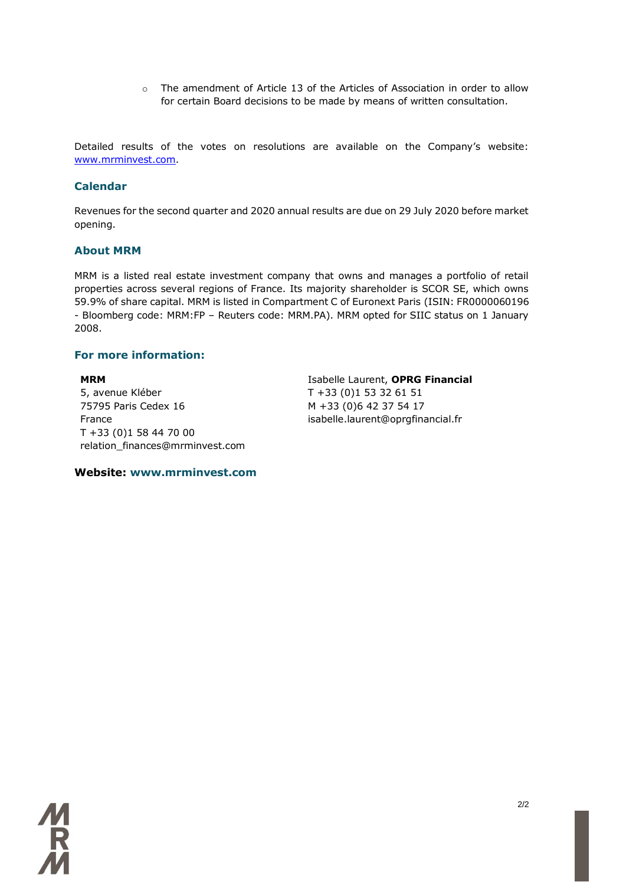- The amendment of Article 13 of the Articles of Association in order to allow for certain Board decisions to be made by means of written consultation.

Detailed results of the votes on resolutions are available on the Company's website: www.mrminvest.com.

## Calendar

Revenues for the second quarter and 2020 annual results are due on 29 July 2020 before market opening.

## About MRM

MRM is a listed real estate investment company that owns and manages a portfolio of retail properties across several regions of France. Its majority shareholder is SCOR SE, which owns 59.9% of share capital. MRM is listed in Compartment C of Euronext Paris (ISIN: FR0000060196 - Bloomberg code: MRM:FP – Reuters code: MRM.PA). MRM opted for SIIC status on 1 January 2008.

## For more information:

**MRM**
5, avenue Kléber
75795 Paris Cedex 16
France
T +33 (0)1 58 44 70 00
relation_finances@mrminvest.com

Isabelle Laurent, **OPRG Financial**
T +33 (0)1 53 32 61 51
M +33 (0)6 42 37 54 17
isabelle.laurent@oprgfinancial.fr

**Website: www.mrminvest.com**